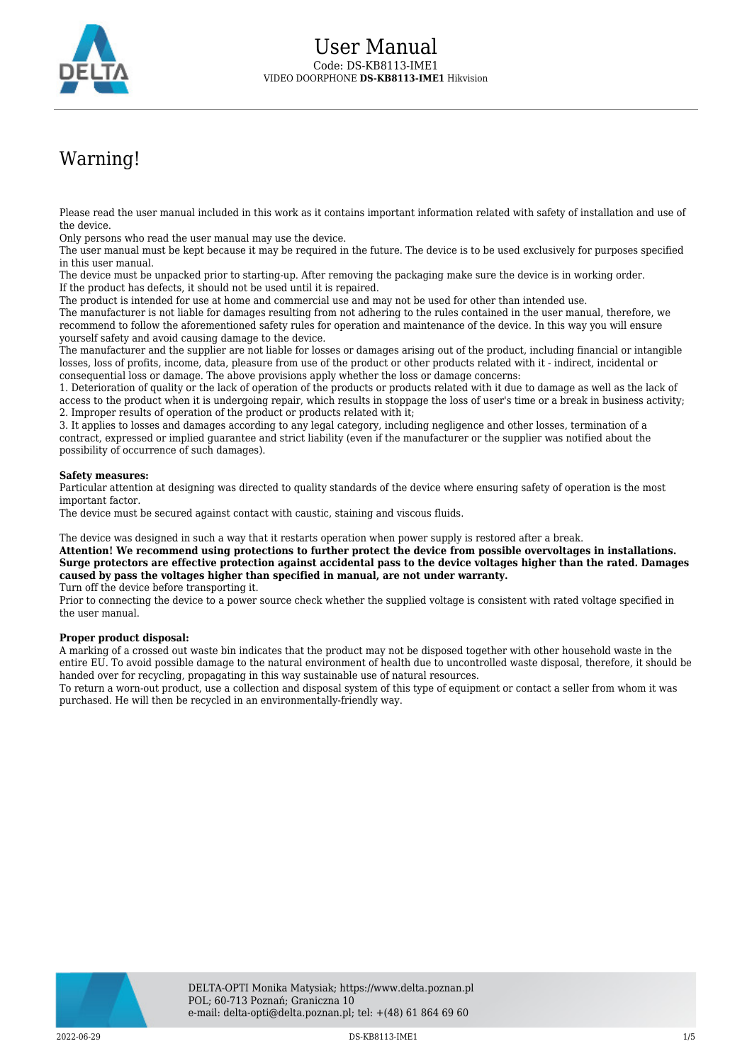# User Manual

Code: DS-KB8113-IME1

VIDEO DOORPHONE **DS-KB8113-IME1** Hikvision

## Warning!

Please read the user manual included in this work as it contains important information related with safety of installation and use of the device.
Only persons who read the user manual may use the device.
The user manual must be kept because it may be required in the future. The device is to be used exclusively for purposes specified in this user manual.
The device must be unpacked prior to starting-up. After removing the packaging make sure the device is in working order.
If the product has defects, it should not be used until it is repaired.
The product is intended for use at home and commercial use and may not be used for other than intended use.
The manufacturer is not liable for damages resulting from not adhering to the rules contained in the user manual, therefore, we recommend to follow the aforementioned safety rules for operation and maintenance of the device. In this way you will ensure yourself safety and avoid causing damage to the device.
The manufacturer and the supplier are not liable for losses or damages arising out of the product, including financial or intangible losses, loss of profits, income, data, pleasure from use of the product or other products related with it - indirect, incidental or consequential loss or damage. The above provisions apply whether the loss or damage concerns:
1. Deterioration of quality or the lack of operation of the products or products related with it due to damage as well as the lack of access to the product when it is undergoing repair, which results in stoppage the loss of user's time or a break in business activity;
2. Improper results of operation of the product or products related with it;
3. It applies to losses and damages according to any legal category, including negligence and other losses, termination of a contract, expressed or implied guarantee and strict liability (even if the manufacturer or the supplier was notified about the possibility of occurrence of such damages).

**Safety measures:**
Particular attention at designing was directed to quality standards of the device where ensuring safety of operation is the most important factor.
The device must be secured against contact with caustic, staining and viscous fluids.

The device was designed in such a way that it restarts operation when power supply is restored after a break.
**Attention! We recommend using protections to further protect the device from possible overvoltages in installations. Surge protectors are effective protection against accidental pass to the device voltages higher than the rated. Damages caused by pass the voltages higher than specified in manual, are not under warranty.**
Turn off the device before transporting it.
Prior to connecting the device to a power source check whether the supplied voltage is consistent with rated voltage specified in the user manual.

**Proper product disposal:**
A marking of a crossed out waste bin indicates that the product may not be disposed together with other household waste in the entire EU. To avoid possible damage to the natural environment of health due to uncontrolled waste disposal, therefore, it should be handed over for recycling, propagating in this way sustainable use of natural resources.
To return a worn-out product, use a collection and disposal system of this type of equipment or contact a seller from whom it was purchased. He will then be recycled in an environmentally-friendly way.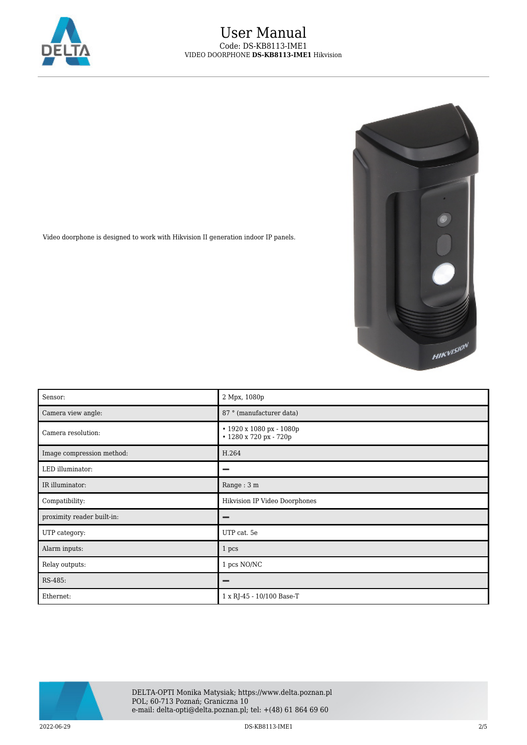Video doorphone is designed to work with Hikvision II generation indoor IP panels.

| Sensor: | 2 Mpx, 1080p |
|---|---|
| Camera view angle: | 87 ° (manufacturer data) |
| Camera resolution: | • 1920 x 1080 px - 1080p<br>• 1280 x 720 px - 720p |
| Image compression method: | H.264 |
| LED illuminator: | – |
| IR illuminator: | Range : 3 m |
| Compatibility: | Hikvision IP Video Doorphones |
| proximity reader built-in: | – |
| UTP category: | UTP cat. 5e |
| Alarm inputs: | 1 pcs |
| Relay outputs: | 1 pcs NO/NC |
| RS-485: | – |
| Ethernet: | 1 x RJ-45 - 10/100 Base-T |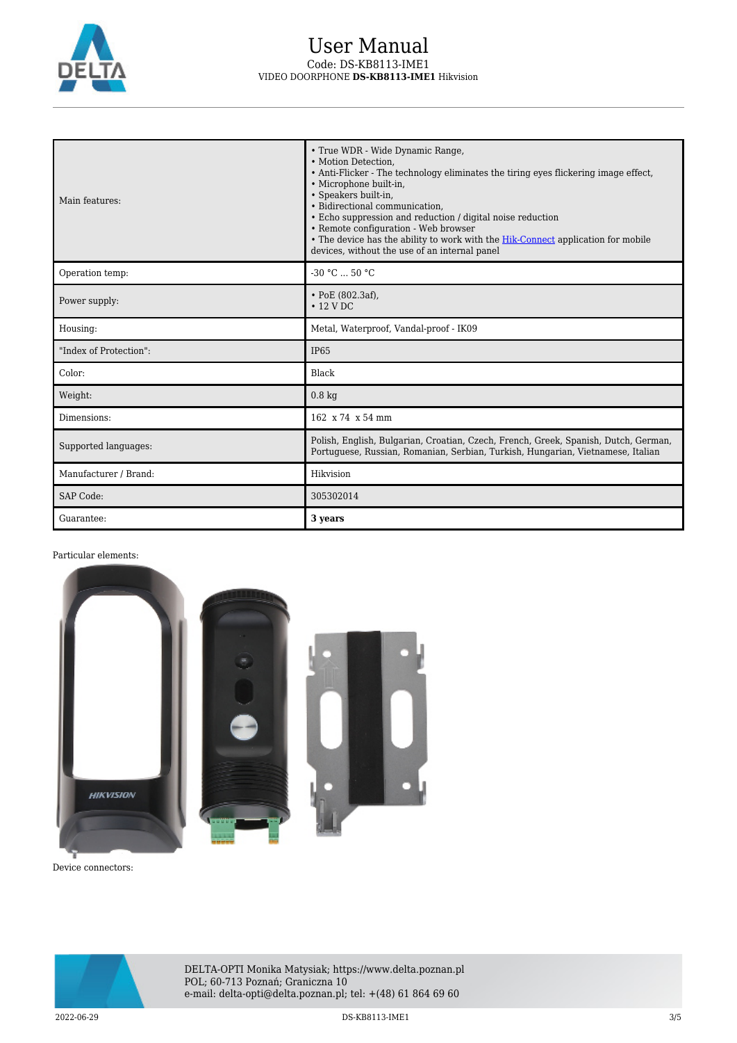| | |
|---|---|
| Main features: | • True WDR - Wide Dynamic Range,<br>• Motion Detection,<br>• Anti-Flicker - The technology eliminates the tiring eyes flickering image effect,<br>• Microphone built-in,<br>• Speakers built-in,<br>• Bidirectional communication,<br>• Echo suppression and reduction / digital noise reduction<br>• Remote configuration - Web browser<br>• The device has the ability to work with the Hik-Connect application for mobile devices, without the use of an internal panel |
| Operation temp: | -30 °C ... 50 °C |
| Power supply: | • PoE (802.3af),<br>• 12 V DC |
| Housing: | Metal, Waterproof, Vandal-proof - IK09 |
| "Index of Protection": | IP65 |
| Color: | Black |
| Weight: | 0.8 kg |
| Dimensions: | 162 x 74 x 54 mm |
| Supported languages: | Polish, English, Bulgarian, Croatian, Czech, French, Greek, Spanish, Dutch, German, Portuguese, Russian, Romanian, Serbian, Turkish, Hungarian, Vietnamese, Italian |
| Manufacturer / Brand: | Hikvision |
| SAP Code: | 305302014 |
| Guarantee: | **3 years** |

Particular elements:

Device connectors: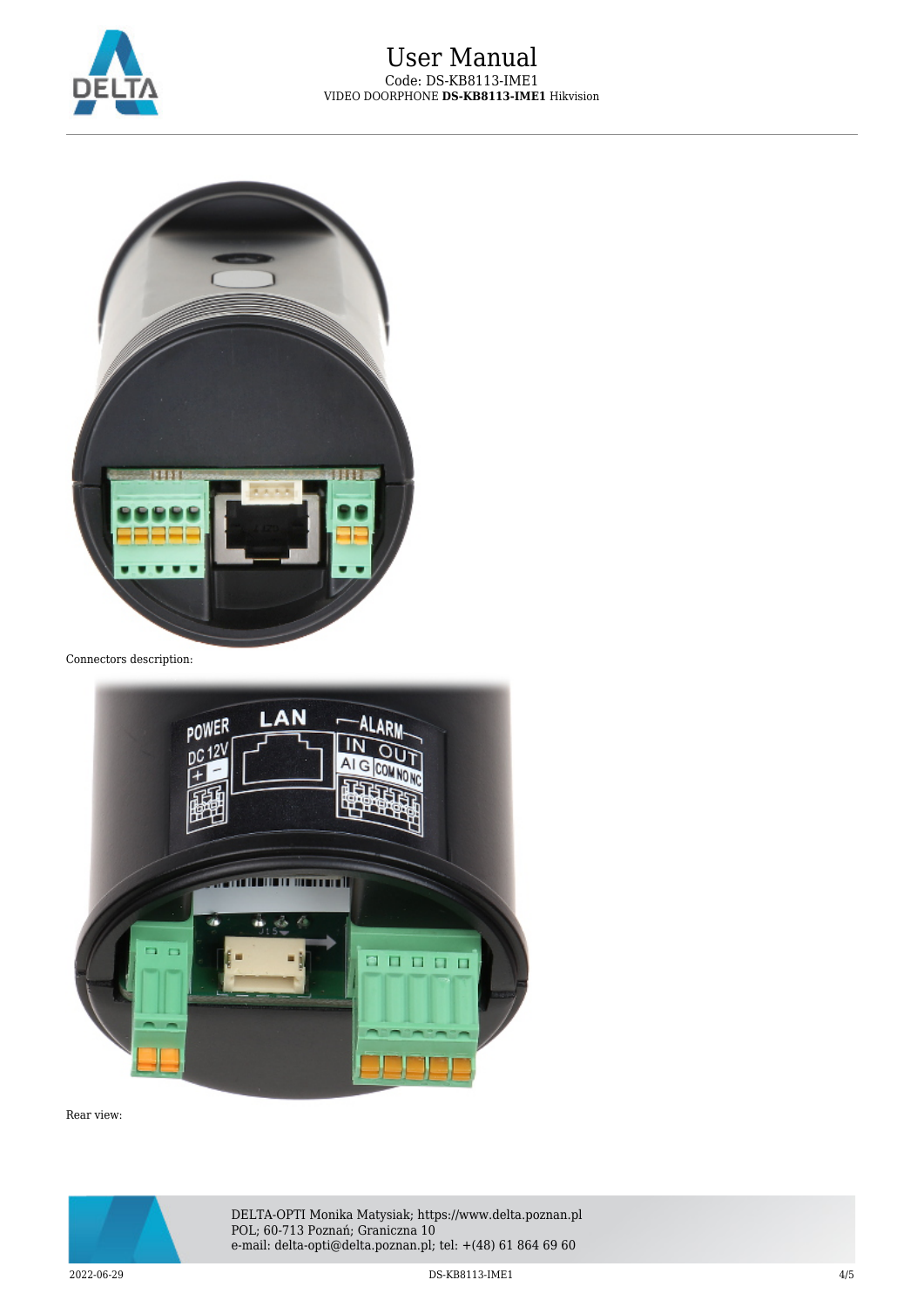Connectors description:

Rear view: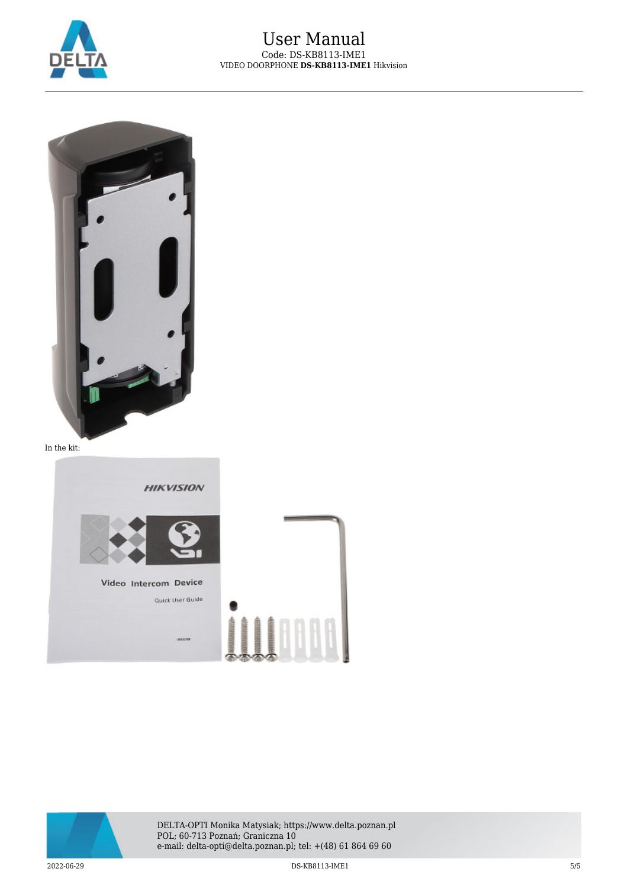In the kit: